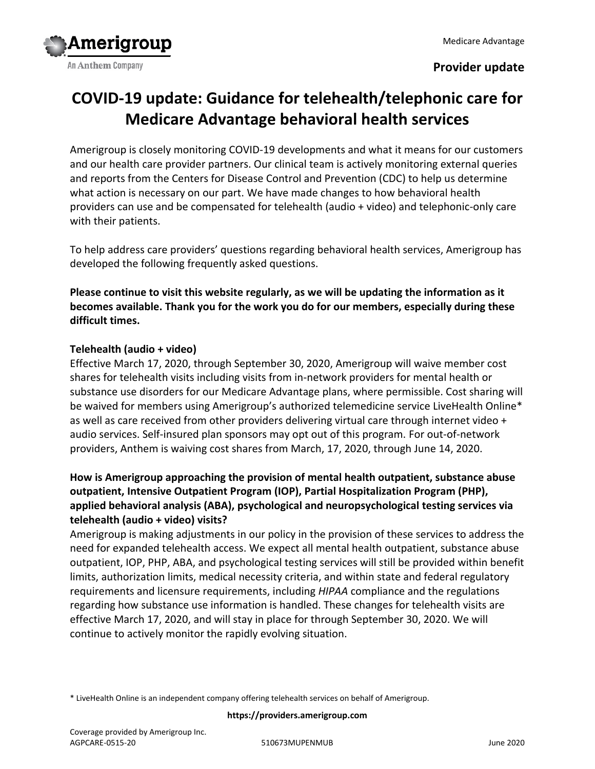Amerigroup

An Anthem Company

Medicare Advantage

**Provider update**

# COVID-19 update: Guidance for telehealth/telephonic care for Medicare Advantage behavioral health services

Amerigroup is closely monitoring COVID-19 developments and what it means for our customers and our health care provider partners. Our clinical team is actively monitoring external queries and reports from the Centers for Disease Control and Prevention (CDC) to help us determine what action is necessary on our part. We have made changes to how behavioral health providers can use and be compensated for telehealth (audio + video) and telephonic-only care with their patients.

To help address care providers' questions regarding behavioral health services, Amerigroup has developed the following frequently asked questions.

**Please continue to visit this website regularly, as we will be updating the information as it becomes available. Thank you for the work you do for our members, especially during these difficult times.**

### Telehealth (audio + video)

Effective March 17, 2020, through September 30, 2020, Amerigroup will waive member cost shares for telehealth visits including visits from in-network providers for mental health or substance use disorders for our Medicare Advantage plans, where permissible. Cost sharing will be waived for members using Amerigroup's authorized telemedicine service LiveHealth Online* as well as care received from other providers delivering virtual care through internet video + audio services. Self-insured plan sponsors may opt out of this program. For out-of-network providers, Anthem is waiving cost shares from March, 17, 2020, through June 14, 2020.

**How is Amerigroup approaching the provision of mental health outpatient, substance abuse outpatient, Intensive Outpatient Program (IOP), Partial Hospitalization Program (PHP), applied behavioral analysis (ABA), psychological and neuropsychological testing services via telehealth (audio + video) visits?**

Amerigroup is making adjustments in our policy in the provision of these services to address the need for expanded telehealth access. We expect all mental health outpatient, substance abuse outpatient, IOP, PHP, ABA, and psychological testing services will still be provided within benefit limits, authorization limits, medical necessity criteria, and within state and federal regulatory requirements and licensure requirements, including *HIPAA* compliance and the regulations regarding how substance use information is handled. These changes for telehealth visits are effective March 17, 2020, and will stay in place for through September 30, 2020. We will continue to actively monitor the rapidly evolving situation.

* LiveHealth Online is an independent company offering telehealth services on behalf of Amerigroup.

**https://providers.amerigroup.com**

Coverage provided by Amerigroup Inc.
AGPCARE-0515-20 510673MUPENMUB June 2020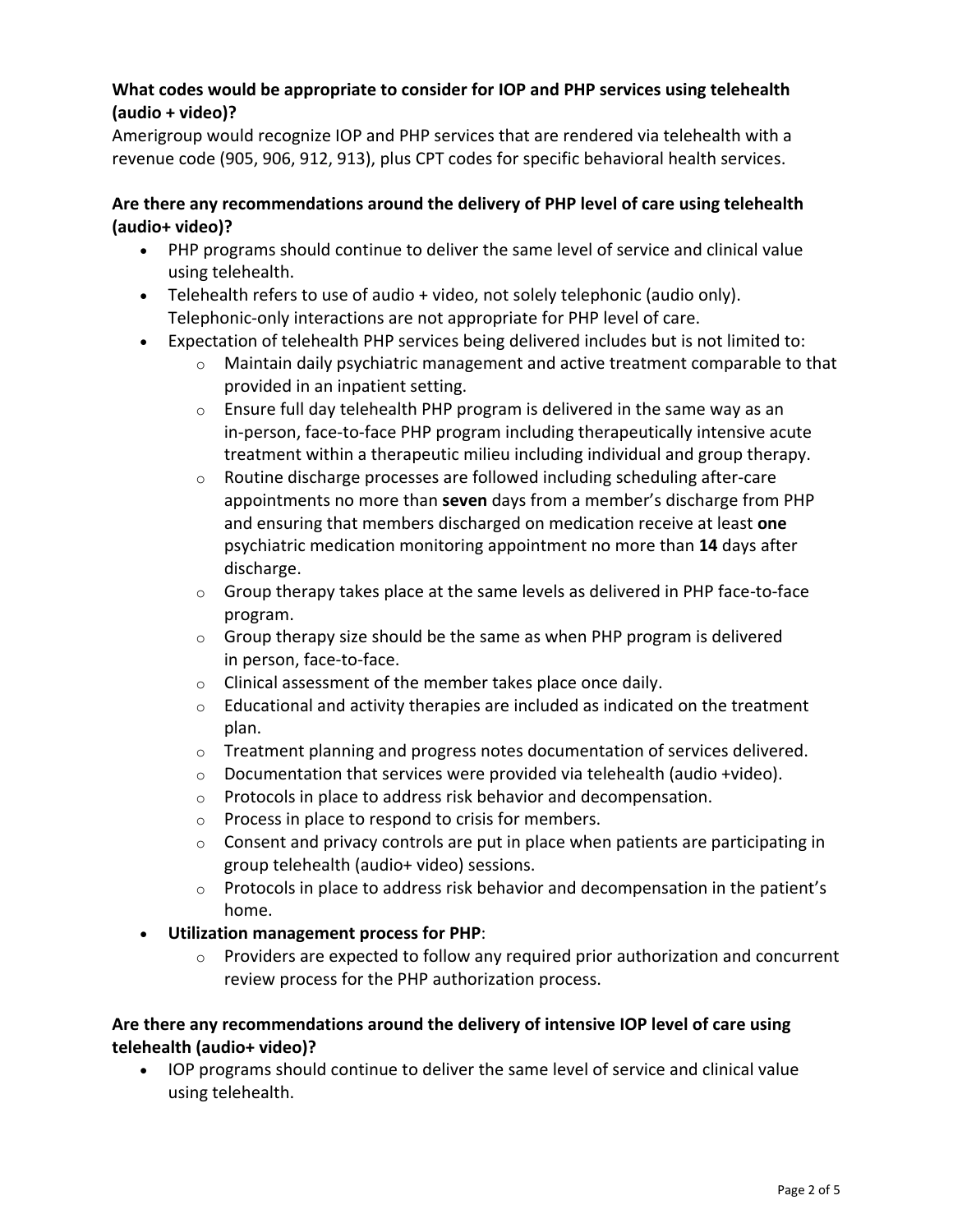**What codes would be appropriate to consider for IOP and PHP services using telehealth (audio + video)?**

Amerigroup would recognize IOP and PHP services that are rendered via telehealth with a revenue code (905, 906, 912, 913), plus CPT codes for specific behavioral health services.

**Are there any recommendations around the delivery of PHP level of care using telehealth (audio+ video)?**

- PHP programs should continue to deliver the same level of service and clinical value using telehealth.
- Telehealth refers to use of audio + video, not solely telephonic (audio only). Telephonic-only interactions are not appropriate for PHP level of care.
- Expectation of telehealth PHP services being delivered includes but is not limited to:
  - Maintain daily psychiatric management and active treatment comparable to that provided in an inpatient setting.
  - Ensure full day telehealth PHP program is delivered in the same way as an in-person, face-to-face PHP program including therapeutically intensive acute treatment within a therapeutic milieu including individual and group therapy.
  - Routine discharge processes are followed including scheduling after-care appointments no more than **seven** days from a member's discharge from PHP and ensuring that members discharged on medication receive at least **one** psychiatric medication monitoring appointment no more than **14** days after discharge.
  - Group therapy takes place at the same levels as delivered in PHP face-to-face program.
  - Group therapy size should be the same as when PHP program is delivered in person, face-to-face.
  - Clinical assessment of the member takes place once daily.
  - Educational and activity therapies are included as indicated on the treatment plan.
  - Treatment planning and progress notes documentation of services delivered.
  - Documentation that services were provided via telehealth (audio +video).
  - Protocols in place to address risk behavior and decompensation.
  - Process in place to respond to crisis for members.
  - Consent and privacy controls are put in place when patients are participating in group telehealth (audio+ video) sessions.
  - Protocols in place to address risk behavior and decompensation in the patient's home.
- **Utilization management process for PHP**:
  - Providers are expected to follow any required prior authorization and concurrent review process for the PHP authorization process.

**Are there any recommendations around the delivery of intensive IOP level of care using telehealth (audio+ video)?**

- IOP programs should continue to deliver the same level of service and clinical value using telehealth.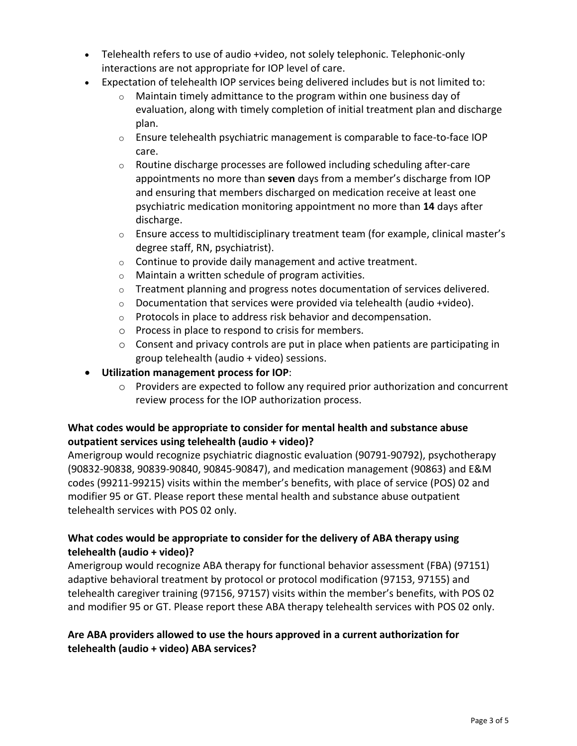- Telehealth refers to use of audio +video, not solely telephonic. Telephonic-only interactions are not appropriate for IOP level of care.
- Expectation of telehealth IOP services being delivered includes but is not limited to:
  - Maintain timely admittance to the program within one business day of evaluation, along with timely completion of initial treatment plan and discharge plan.
  - Ensure telehealth psychiatric management is comparable to face-to-face IOP care.
  - Routine discharge processes are followed including scheduling after-care appointments no more than **seven** days from a member's discharge from IOP and ensuring that members discharged on medication receive at least one psychiatric medication monitoring appointment no more than **14** days after discharge.
  - Ensure access to multidisciplinary treatment team (for example, clinical master's degree staff, RN, psychiatrist).
  - Continue to provide daily management and active treatment.
  - Maintain a written schedule of program activities.
  - Treatment planning and progress notes documentation of services delivered.
  - Documentation that services were provided via telehealth (audio +video).
  - Protocols in place to address risk behavior and decompensation.
  - Process in place to respond to crisis for members.
  - Consent and privacy controls are put in place when patients are participating in group telehealth (audio + video) sessions.
- **Utilization management process for IOP**:
  - Providers are expected to follow any required prior authorization and concurrent review process for the IOP authorization process.

**What codes would be appropriate to consider for mental health and substance abuse outpatient services using telehealth (audio + video)?**

Amerigroup would recognize psychiatric diagnostic evaluation (90791-90792), psychotherapy (90832-90838, 90839-90840, 90845-90847), and medication management (90863) and E&M codes (99211-99215) visits within the member's benefits, with place of service (POS) 02 and modifier 95 or GT. Please report these mental health and substance abuse outpatient telehealth services with POS 02 only.

**What codes would be appropriate to consider for the delivery of ABA therapy using telehealth (audio + video)?**

Amerigroup would recognize ABA therapy for functional behavior assessment (FBA) (97151) adaptive behavioral treatment by protocol or protocol modification (97153, 97155) and telehealth caregiver training (97156, 97157) visits within the member's benefits, with POS 02 and modifier 95 or GT. Please report these ABA therapy telehealth services with POS 02 only.

**Are ABA providers allowed to use the hours approved in a current authorization for telehealth (audio + video) ABA services?**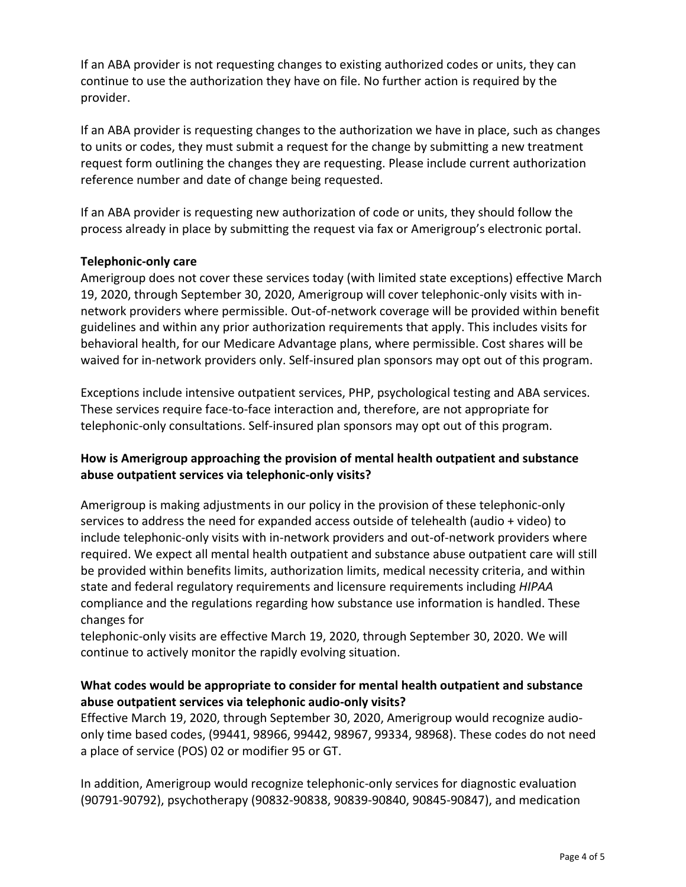If an ABA provider is not requesting changes to existing authorized codes or units, they can continue to use the authorization they have on file. No further action is required by the provider.

If an ABA provider is requesting changes to the authorization we have in place, such as changes to units or codes, they must submit a request for the change by submitting a new treatment request form outlining the changes they are requesting. Please include current authorization reference number and date of change being requested.

If an ABA provider is requesting new authorization of code or units, they should follow the process already in place by submitting the request via fax or Amerigroup's electronic portal.

**Telephonic-only care**

Amerigroup does not cover these services today (with limited state exceptions) effective March 19, 2020, through September 30, 2020, Amerigroup will cover telephonic-only visits with in-network providers where permissible. Out-of-network coverage will be provided within benefit guidelines and within any prior authorization requirements that apply. This includes visits for behavioral health, for our Medicare Advantage plans, where permissible. Cost shares will be waived for in-network providers only. Self-insured plan sponsors may opt out of this program.

Exceptions include intensive outpatient services, PHP, psychological testing and ABA services. These services require face-to-face interaction and, therefore, are not appropriate for telephonic-only consultations. Self-insured plan sponsors may opt out of this program.

**How is Amerigroup approaching the provision of mental health outpatient and substance abuse outpatient services via telephonic-only visits?**

Amerigroup is making adjustments in our policy in the provision of these telephonic-only services to address the need for expanded access outside of telehealth (audio + video) to include telephonic-only visits with in-network providers and out-of-network providers where required. We expect all mental health outpatient and substance abuse outpatient care will still be provided within benefits limits, authorization limits, medical necessity criteria, and within state and federal regulatory requirements and licensure requirements including *HIPAA* compliance and the regulations regarding how substance use information is handled. These changes for telephonic-only visits are effective March 19, 2020, through September 30, 2020. We will continue to actively monitor the rapidly evolving situation.

**What codes would be appropriate to consider for mental health outpatient and substance abuse outpatient services via telephonic audio-only visits?**

Effective March 19, 2020, through September 30, 2020, Amerigroup would recognize audio-only time based codes, (99441, 98966, 99442, 98967, 99334, 98968). These codes do not need a place of service (POS) 02 or modifier 95 or GT.

In addition, Amerigroup would recognize telephonic-only services for diagnostic evaluation (90791-90792), psychotherapy (90832-90838, 90839-90840, 90845-90847), and medication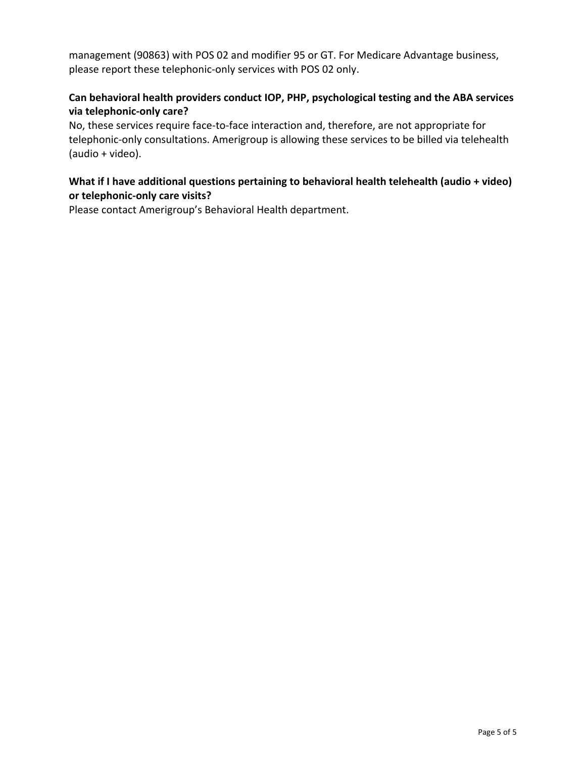management (90863) with POS 02 and modifier 95 or GT. For Medicare Advantage business, please report these telephonic-only services with POS 02 only.

**Can behavioral health providers conduct IOP, PHP, psychological testing and the ABA services via telephonic-only care?**
No, these services require face-to-face interaction and, therefore, are not appropriate for telephonic-only consultations. Amerigroup is allowing these services to be billed via telehealth (audio + video).

**What if I have additional questions pertaining to behavioral health telehealth (audio + video) or telephonic-only care visits?**
Please contact Amerigroup's Behavioral Health department.